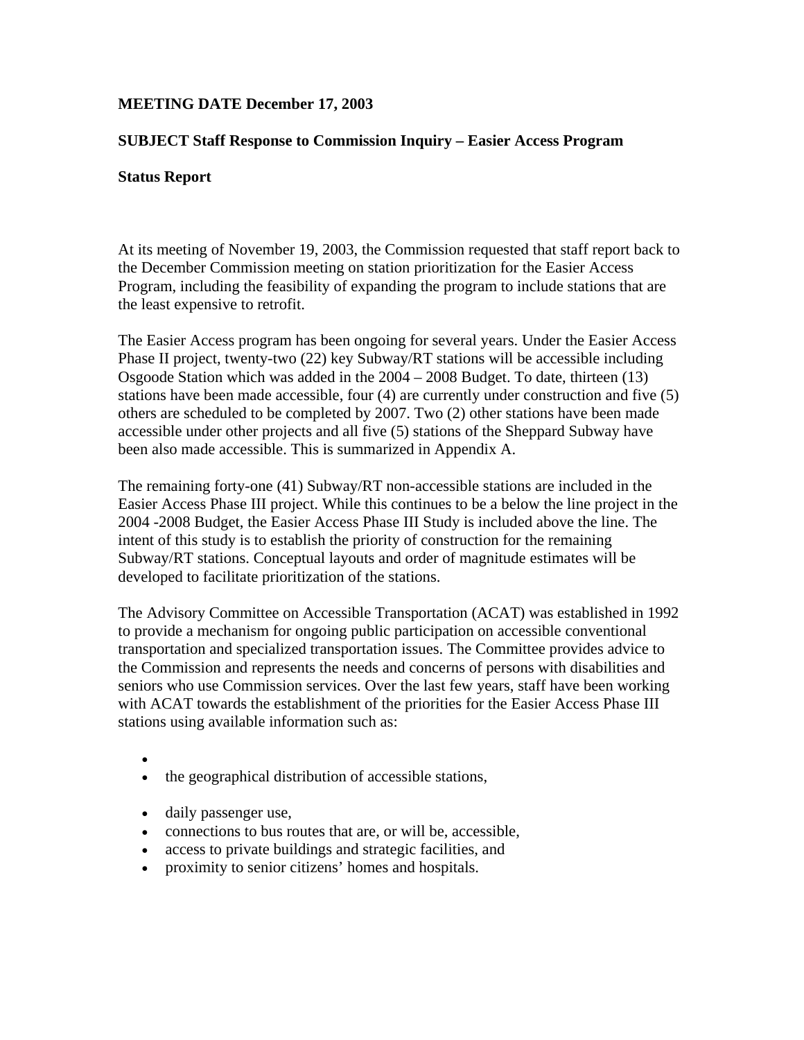**MEETING DATE December 17, 2003**

**SUBJECT Staff Response to Commission Inquiry – Easier Access Program**

**Status Report**

At its meeting of November 19, 2003, the Commission requested that staff report back to the December Commission meeting on station prioritization for the Easier Access Program, including the feasibility of expanding the program to include stations that are the least expensive to retrofit.

The Easier Access program has been ongoing for several years. Under the Easier Access Phase II project, twenty-two (22) key Subway/RT stations will be accessible including Osgoode Station which was added in the 2004 – 2008 Budget. To date, thirteen (13) stations have been made accessible, four (4) are currently under construction and five (5) others are scheduled to be completed by 2007. Two (2) other stations have been made accessible under other projects and all five (5) stations of the Sheppard Subway have been also made accessible. This is summarized in Appendix A.

The remaining forty-one (41) Subway/RT non-accessible stations are included in the Easier Access Phase III project. While this continues to be a below the line project in the 2004 -2008 Budget, the Easier Access Phase III Study is included above the line. The intent of this study is to establish the priority of construction for the remaining Subway/RT stations. Conceptual layouts and order of magnitude estimates will be developed to facilitate prioritization of the stations.

The Advisory Committee on Accessible Transportation (ACAT) was established in 1992 to provide a mechanism for ongoing public participation on accessible conventional transportation and specialized transportation issues. The Committee provides advice to the Commission and represents the needs and concerns of persons with disabilities and seniors who use Commission services. Over the last few years, staff have been working with ACAT towards the establishment of the priorities for the Easier Access Phase III stations using available information such as:

- the geographical distribution of accessible stations,
- daily passenger use,
- connections to bus routes that are, or will be, accessible,
- access to private buildings and strategic facilities, and
- proximity to senior citizens' homes and hospitals.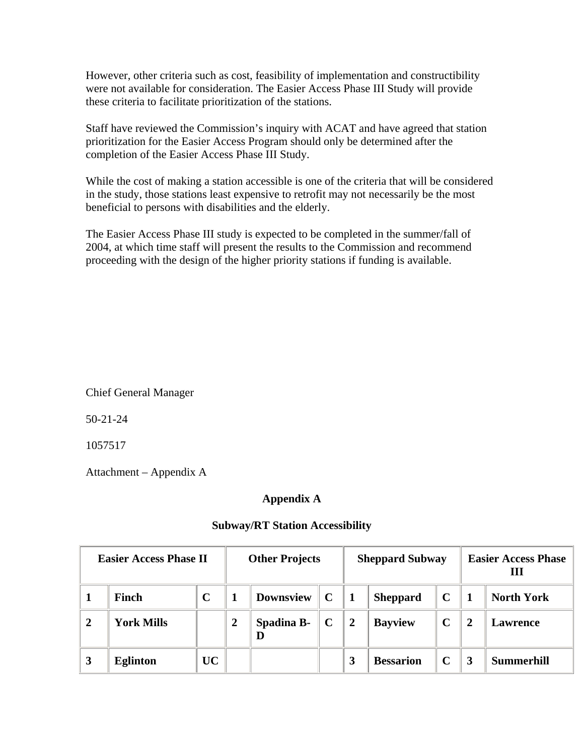However, other criteria such as cost, feasibility of implementation and constructibility were not available for consideration. The Easier Access Phase III Study will provide these criteria to facilitate prioritization of the stations.

Staff have reviewed the Commission's inquiry with ACAT and have agreed that station prioritization for the Easier Access Program should only be determined after the completion of the Easier Access Phase III Study.

While the cost of making a station accessible is one of the criteria that will be considered in the study, those stations least expensive to retrofit may not necessarily be the most beneficial to persons with disabilities and the elderly.

The Easier Access Phase III study is expected to be completed in the summer/fall of 2004, at which time staff will present the results to the Commission and recommend proceeding with the design of the higher priority stations if funding is available.

Chief General Manager

50-21-24

1057517

Attachment – Appendix A

**Appendix A**

**Subway/RT Station Accessibility**

| **Easier Access Phase II** | | | **Other Projects** | | | **Sheppard Subway** | | | **Easier Access Phase III** | |
|---|---|---|---|---|---|---|---|---|---|---|
| **1** | **Finch** | **C** | **1** | **Downsview** | **C** | **1** | **Sheppard** | **C** | **1** | **North York** |
| **2** | **York Mills** | | **2** | **Spadina B-D** | **C** | **2** | **Bayview** | **C** | **2** | **Lawrence** |
| **3** | **Eglinton** | **UC** | | | | **3** | **Bessarion** | **C** | **3** | **Summerhill** |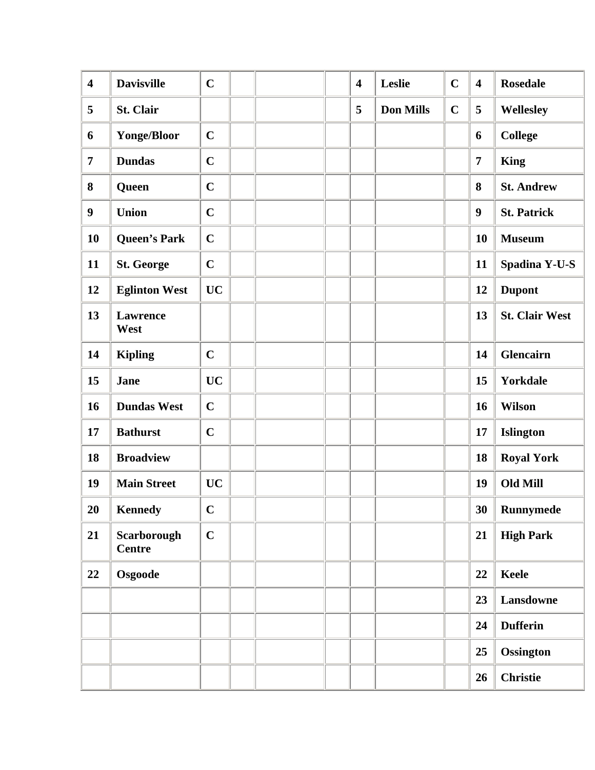| | | | | | | | | | | |
|---|---|---|---|---|---|---|---|---|---|---|
| **4** | **Davisville** | **C** | | | | **4** | **Leslie** | **C** | **4** | **Rosedale** |
| **5** | **St. Clair** | | | | | **5** | **Don Mills** | **C** | **5** | **Wellesley** |
| **6** | **Yonge/Bloor** | **C** | | | | | | | **6** | **College** |
| **7** | **Dundas** | **C** | | | | | | | **7** | **King** |
| **8** | **Queen** | **C** | | | | | | | **8** | **St. Andrew** |
| **9** | **Union** | **C** | | | | | | | **9** | **St. Patrick** |
| **10** | **Queen's Park** | **C** | | | | | | | **10** | **Museum** |
| **11** | **St. George** | **C** | | | | | | | **11** | **Spadina Y-U-S** |
| **12** | **Eglinton West** | **UC** | | | | | | | **12** | **Dupont** |
| **13** | **Lawrence West** | | | | | | | | **13** | **St. Clair West** |
| **14** | **Kipling** | **C** | | | | | | | **14** | **Glencairn** |
| **15** | **Jane** | **UC** | | | | | | | **15** | **Yorkdale** |
| **16** | **Dundas West** | **C** | | | | | | | **16** | **Wilson** |
| **17** | **Bathurst** | **C** | | | | | | | **17** | **Islington** |
| **18** | **Broadview** | | | | | | | | **18** | **Royal York** |
| **19** | **Main Street** | **UC** | | | | | | | **19** | **Old Mill** |
| **20** | **Kennedy** | **C** | | | | | | | **30** | **Runnymede** |
| **21** | **Scarborough Centre** | **C** | | | | | | | **21** | **High Park** |
| **22** | **Osgoode** | | | | | | | | **22** | **Keele** |
| | | | | | | | | | **23** | **Lansdowne** |
| | | | | | | | | | **24** | **Dufferin** |
| | | | | | | | | | **25** | **Ossington** |
| | | | | | | | | | **26** | **Christie** |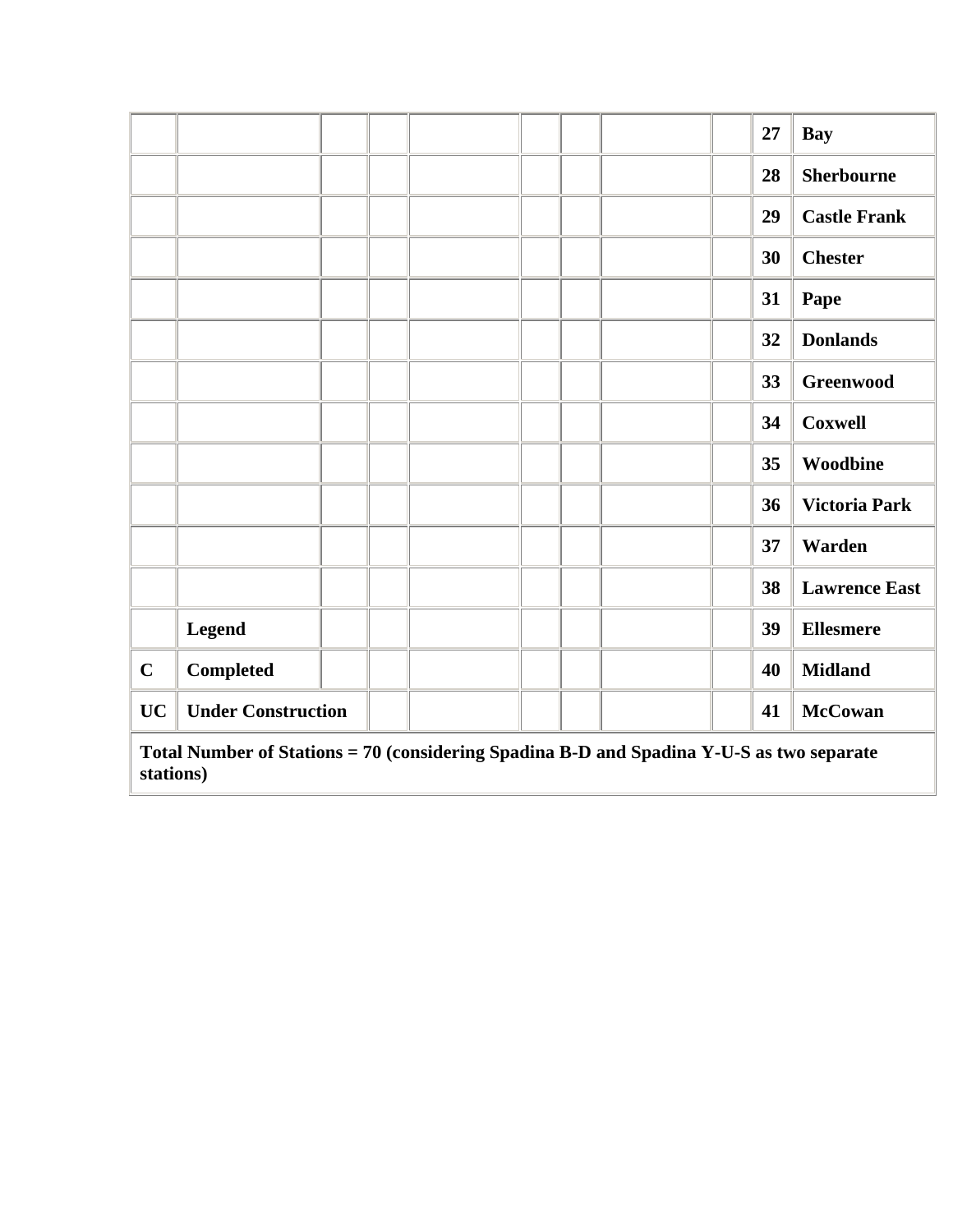| | | | | | | | | | | |
|---|---|---|---|---|---|---|---|---|---|---|
| | | | | | | | | | **27** | **Bay** |
| | | | | | | | | | **28** | **Sherbourne** |
| | | | | | | | | | **29** | **Castle Frank** |
| | | | | | | | | | **30** | **Chester** |
| | | | | | | | | | **31** | **Pape** |
| | | | | | | | | | **32** | **Donlands** |
| | | | | | | | | | **33** | **Greenwood** |
| | | | | | | | | | **34** | **Coxwell** |
| | | | | | | | | | **35** | **Woodbine** |
| | | | | | | | | | **36** | **Victoria Park** |
| | | | | | | | | | **37** | **Warden** |
| | | | | | | | | | **38** | **Lawrence East** |
| | **Legend** | | | | | | | | **39** | **Ellesmere** |
| **C** | **Completed** | | | | | | | | **40** | **Midland** |
| **UC** | **Under Construction** | | | | | | | | **41** | **McCowan** |
| **Total Number of Stations = 70 (considering Spadina B-D and Spadina Y-U-S as two separate stations)** | | | | | | | | | | |